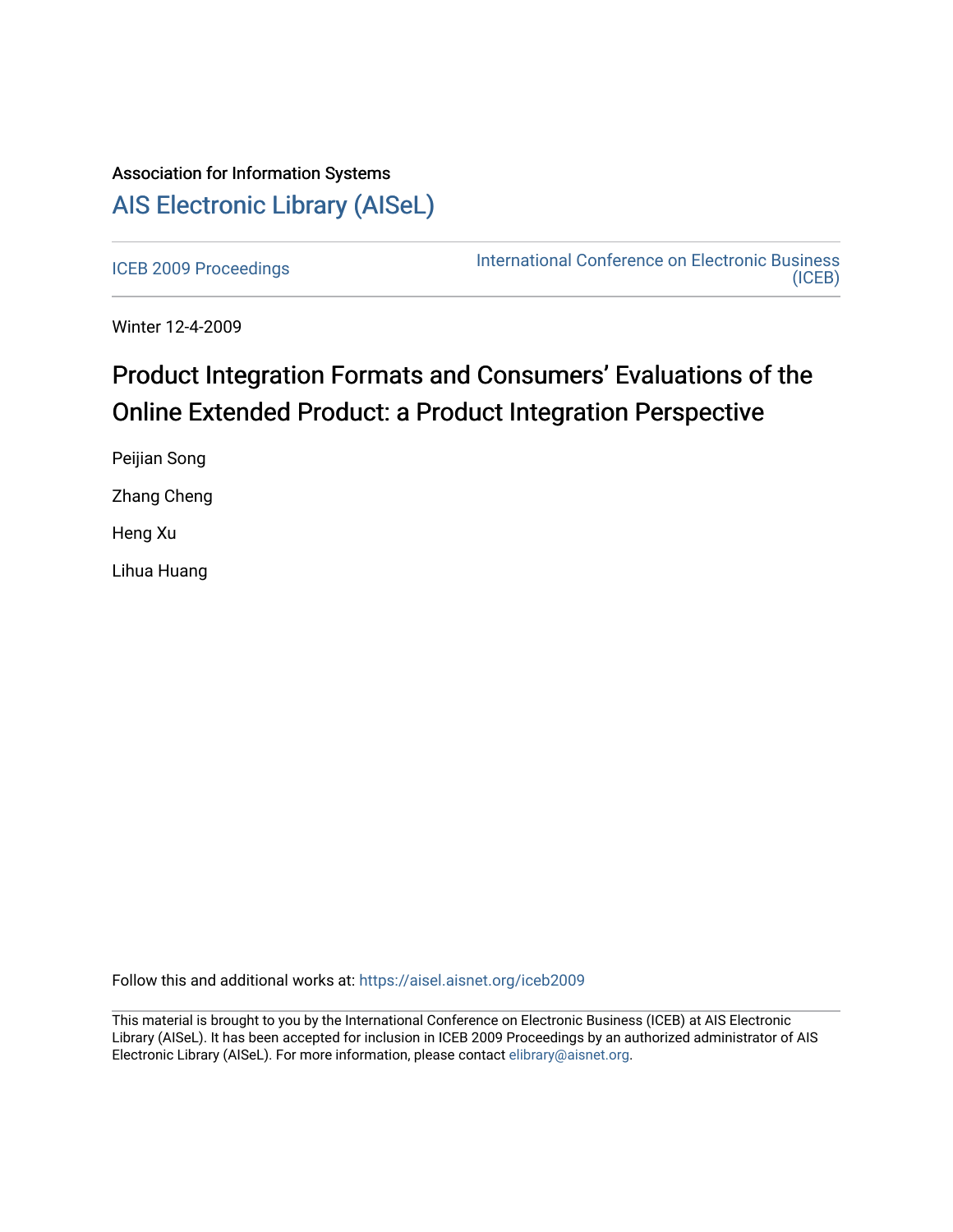Association for Information Systems

# AIS Electronic Library (AISeL)

ICEB 2009 Proceedings

International Conference on Electronic Business (ICEB)

Winter 12-4-2009

# Product Integration Formats and Consumers' Evaluations of the Online Extended Product: a Product Integration Perspective

Peijian Song

Zhang Cheng

Heng Xu

Lihua Huang

Follow this and additional works at: https://aisel.aisnet.org/iceb2009

This material is brought to you by the International Conference on Electronic Business (ICEB) at AIS Electronic Library (AISeL). It has been accepted for inclusion in ICEB 2009 Proceedings by an authorized administrator of AIS Electronic Library (AISeL). For more information, please contact elibrary@aisnet.org.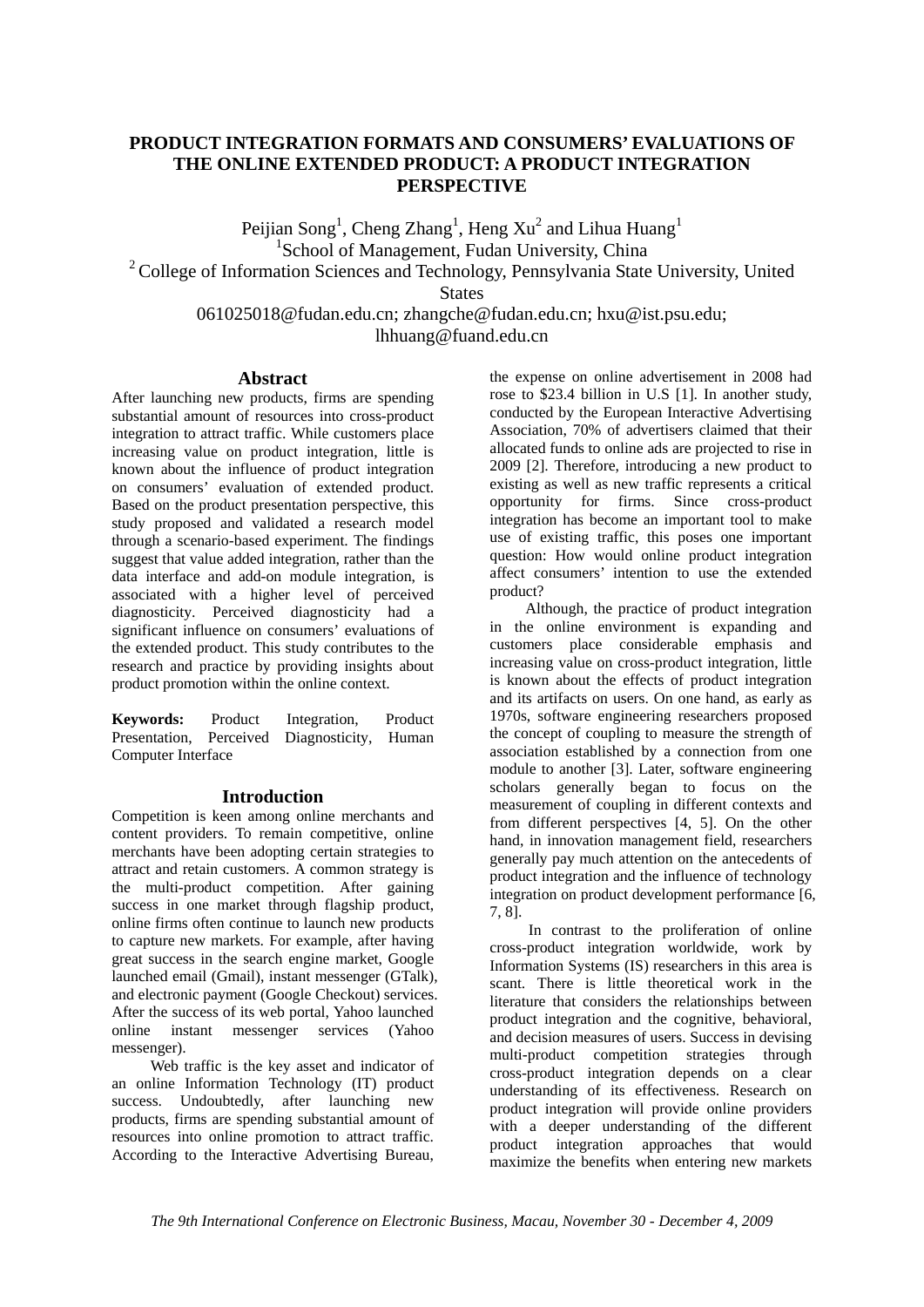# PRODUCT INTEGRATION FORMATS AND CONSUMERS' EVALUATIONS OF THE ONLINE EXTENDED PRODUCT: A PRODUCT INTEGRATION PERSPECTIVE

Peijian Song[1], Cheng Zhang[1], Heng Xu[2] and Lihua Huang[1]

[1]School of Management, Fudan University, China

[2] College of Information Sciences and Technology, Pennsylvania State University, United States

061025018@fudan.edu.cn; zhangche@fudan.edu.cn; hxu@ist.psu.edu; lhhuang@fuand.edu.cn

## Abstract

After launching new products, firms are spending substantial amount of resources into cross-product integration to attract traffic. While customers place increasing value on product integration, little is known about the influence of product integration on consumers' evaluation of extended product. Based on the product presentation perspective, this study proposed and validated a research model through a scenario-based experiment. The findings suggest that value added integration, rather than the data interface and add-on module integration, is associated with a higher level of perceived diagnosticity. Perceived diagnosticity had a significant influence on consumers' evaluations of the extended product. This study contributes to the research and practice by providing insights about product promotion within the online context.

**Keywords:** Product Integration, Product Presentation, Perceived Diagnosticity, Human Computer Interface

## Introduction

Competition is keen among online merchants and content providers. To remain competitive, online merchants have been adopting certain strategies to attract and retain customers. A common strategy is the multi-product competition. After gaining success in one market through flagship product, online firms often continue to launch new products to capture new markets. For example, after having great success in the search engine market, Google launched email (Gmail), instant messenger (GTalk), and electronic payment (Google Checkout) services. After the success of its web portal, Yahoo launched online instant messenger services (Yahoo messenger).

Web traffic is the key asset and indicator of an online Information Technology (IT) product success. Undoubtedly, after launching new products, firms are spending substantial amount of resources into online promotion to attract traffic. According to the Interactive Advertising Bureau, the expense on online advertisement in 2008 had rose to $23.4 billion in U.S [1]. In another study, conducted by the European Interactive Advertising Association, 70% of advertisers claimed that their allocated funds to online ads are projected to rise in 2009 [2]. Therefore, introducing a new product to existing as well as new traffic represents a critical opportunity for firms. Since cross-product integration has become an important tool to make use of existing traffic, this poses one important question: How would online product integration affect consumers' intention to use the extended product?

Although, the practice of product integration in the online environment is expanding and customers place considerable emphasis and increasing value on cross-product integration, little is known about the effects of product integration and its artifacts on users. On one hand, as early as 1970s, software engineering researchers proposed the concept of coupling to measure the strength of association established by a connection from one module to another [3]. Later, software engineering scholars generally began to focus on the measurement of coupling in different contexts and from different perspectives [4, 5]. On the other hand, in innovation management field, researchers generally pay much attention on the antecedents of product integration and the influence of technology integration on product development performance [6, 7, 8].

In contrast to the proliferation of online cross-product integration worldwide, work by Information Systems (IS) researchers in this area is scant. There is little theoretical work in the literature that considers the relationships between product integration and the cognitive, behavioral, and decision measures of users. Success in devising multi-product competition strategies through cross-product integration depends on a clear understanding of its effectiveness. Research on product integration will provide online providers with a deeper understanding of the different product integration approaches that would maximize the benefits when entering new markets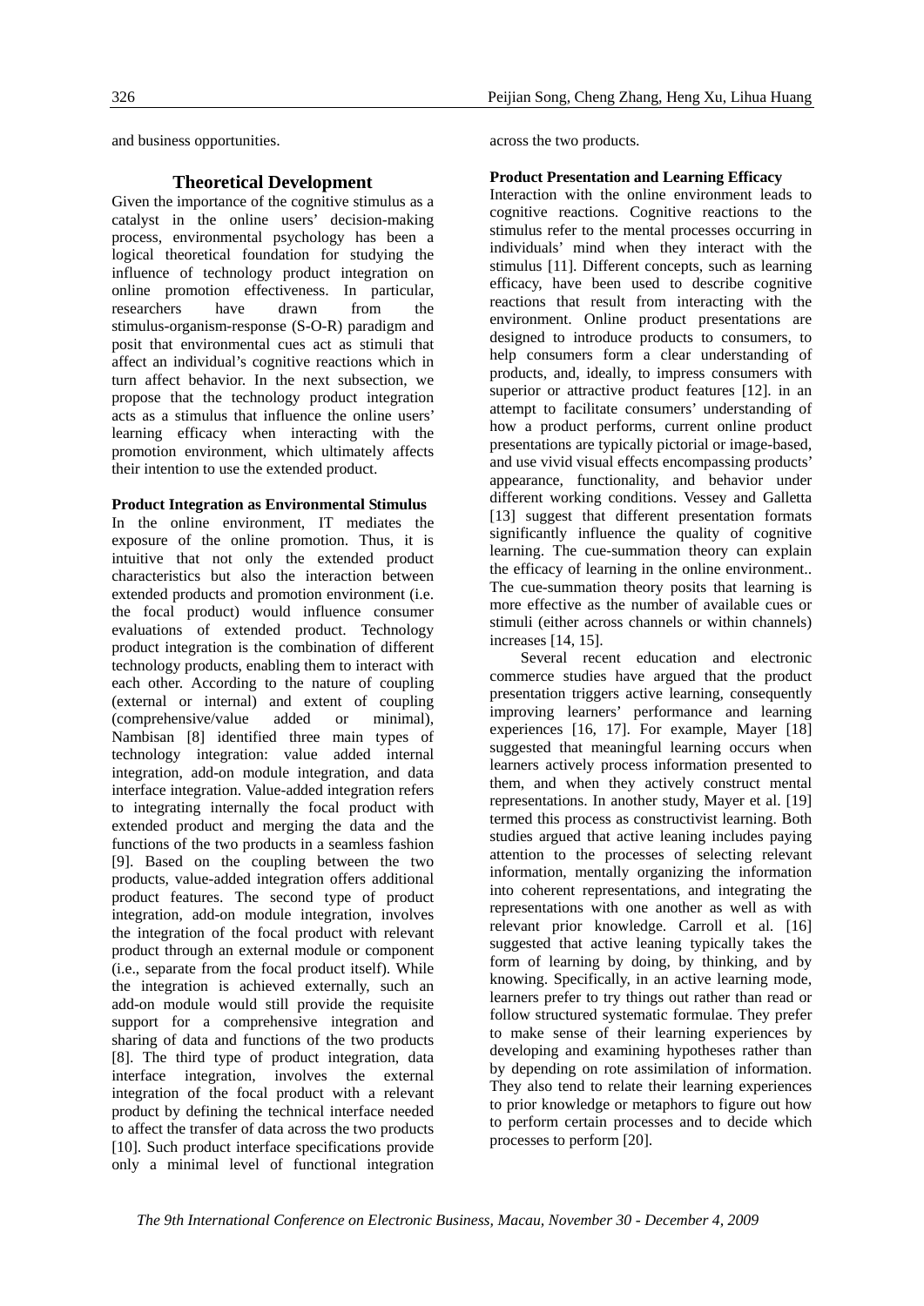and business opportunities.

## Theoretical Development

Given the importance of the cognitive stimulus as a catalyst in the online users' decision-making process, environmental psychology has been a logical theoretical foundation for studying the influence of technology product integration on online promotion effectiveness. In particular, researchers have drawn from the stimulus-organism-response (S-O-R) paradigm and posit that environmental cues act as stimuli that affect an individual's cognitive reactions which in turn affect behavior. In the next subsection, we propose that the technology product integration acts as a stimulus that influence the online users' learning efficacy when interacting with the promotion environment, which ultimately affects their intention to use the extended product.

**Product Integration as Environmental Stimulus**

In the online environment, IT mediates the exposure of the online promotion. Thus, it is intuitive that not only the extended product characteristics but also the interaction between extended products and promotion environment (i.e. the focal product) would influence consumer evaluations of extended product. Technology product integration is the combination of different technology products, enabling them to interact with each other. According to the nature of coupling (external or internal) and extent of coupling (comprehensive/value added or minimal), Nambisan [8] identified three main types of technology integration: value added internal integration, add-on module integration, and data interface integration. Value-added integration refers to integrating internally the focal product with extended product and merging the data and the functions of the two products in a seamless fashion [9]. Based on the coupling between the two products, value-added integration offers additional product features. The second type of product integration, add-on module integration, involves the integration of the focal product with relevant product through an external module or component (i.e., separate from the focal product itself). While the integration is achieved externally, such an add-on module would still provide the requisite support for a comprehensive integration and sharing of data and functions of the two products [8]. The third type of product integration, data interface integration, involves the external integration of the focal product with a relevant product by defining the technical interface needed to affect the transfer of data across the two products [10]. Such product interface specifications provide only a minimal level of functional integration across the two products.

**Product Presentation and Learning Efficacy**

Interaction with the online environment leads to cognitive reactions. Cognitive reactions to the stimulus refer to the mental processes occurring in individuals' mind when they interact with the stimulus [11]. Different concepts, such as learning efficacy, have been used to describe cognitive reactions that result from interacting with the environment. Online product presentations are designed to introduce products to consumers, to help consumers form a clear understanding of products, and, ideally, to impress consumers with superior or attractive product features [12]. in an attempt to facilitate consumers' understanding of how a product performs, current online product presentations are typically pictorial or image-based, and use vivid visual effects encompassing products' appearance, functionality, and behavior under different working conditions. Vessey and Galletta [13] suggest that different presentation formats significantly influence the quality of cognitive learning. The cue-summation theory can explain the efficacy of learning in the online environment.. The cue-summation theory posits that learning is more effective as the number of available cues or stimuli (either across channels or within channels) increases [14, 15].

Several recent education and electronic commerce studies have argued that the product presentation triggers active learning, consequently improving learners' performance and learning experiences [16, 17]. For example, Mayer [18] suggested that meaningful learning occurs when learners actively process information presented to them, and when they actively construct mental representations. In another study, Mayer et al. [19] termed this process as constructivist learning. Both studies argued that active leaning includes paying attention to the processes of selecting relevant information, mentally organizing the information into coherent representations, and integrating the representations with one another as well as with relevant prior knowledge. Carroll et al. [16] suggested that active leaning typically takes the form of learning by doing, by thinking, and by knowing. Specifically, in an active learning mode, learners prefer to try things out rather than read or follow structured systematic formulae. They prefer to make sense of their learning experiences by developing and examining hypotheses rather than by depending on rote assimilation of information. They also tend to relate their learning experiences to prior knowledge or metaphors to figure out how to perform certain processes and to decide which processes to perform [20].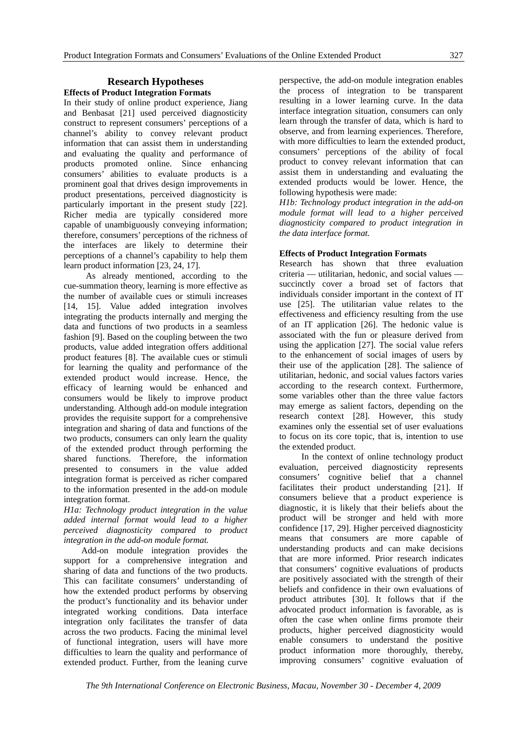## Research Hypotheses

### Effects of Product Integration Formats

In their study of online product experience, Jiang and Benbasat [21] used perceived diagnosticity construct to represent consumers' perceptions of a channel's ability to convey relevant product information that can assist them in understanding and evaluating the quality and performance of products promoted online. Since enhancing consumers' abilities to evaluate products is a prominent goal that drives design improvements in product presentations, perceived diagnosticity is particularly important in the present study [22]. Richer media are typically considered more capable of unambiguously conveying information; therefore, consumers' perceptions of the richness of the interfaces are likely to determine their perceptions of a channel's capability to help them learn product information [23, 24, 17].

As already mentioned, according to the cue-summation theory, learning is more effective as the number of available cues or stimuli increases [14, 15]. Value added integration involves integrating the products internally and merging the data and functions of two products in a seamless fashion [9]. Based on the coupling between the two products, value added integration offers additional product features [8]. The available cues or stimuli for learning the quality and performance of the extended product would increase. Hence, the efficacy of learning would be enhanced and consumers would be likely to improve product understanding. Although add-on module integration provides the requisite support for a comprehensive integration and sharing of data and functions of the two products, consumers can only learn the quality of the extended product through performing the shared functions. Therefore, the information presented to consumers in the value added integration format is perceived as richer compared to the information presented in the add-on module integration format.

*H1a: Technology product integration in the value added internal format would lead to a higher perceived diagnosticity compared to product integration in the add-on module format.*

Add-on module integration provides the support for a comprehensive integration and sharing of data and functions of the two products. This can facilitate consumers' understanding of how the extended product performs by observing the product's functionality and its behavior under integrated working conditions. Data interface integration only facilitates the transfer of data across the two products. Facing the minimal level of functional integration, users will have more difficulties to learn the quality and performance of extended product. Further, from the leaning curve perspective, the add-on module integration enables the process of integration to be transparent resulting in a lower learning curve. In the data interface integration situation, consumers can only learn through the transfer of data, which is hard to observe, and from learning experiences. Therefore, with more difficulties to learn the extended product, consumers' perceptions of the ability of focal product to convey relevant information that can assist them in understanding and evaluating the extended products would be lower. Hence, the following hypothesis were made:

*H1b: Technology product integration in the add-on module format will lead to a higher perceived diagnosticity compared to product integration in the data interface format.*

### Effects of Product Integration Formats

Research has shown that three evaluation criteria — utilitarian, hedonic, and social values — succinctly cover a broad set of factors that individuals consider important in the context of IT use [25]. The utilitarian value relates to the effectiveness and efficiency resulting from the use of an IT application [26]. The hedonic value is associated with the fun or pleasure derived from using the application [27]. The social value refers to the enhancement of social images of users by their use of the application [28]. The salience of utilitarian, hedonic, and social values factors varies according to the research context. Furthermore, some variables other than the three value factors may emerge as salient factors, depending on the research context [28]. However, this study examines only the essential set of user evaluations to focus on its core topic, that is, intention to use the extended product.

In the context of online technology product evaluation, perceived diagnosticity represents consumers' cognitive belief that a channel facilitates their product understanding [21]. If consumers believe that a product experience is diagnostic, it is likely that their beliefs about the product will be stronger and held with more confidence [17, 29]. Higher perceived diagnosticity means that consumers are more capable of understanding products and can make decisions that are more informed. Prior research indicates that consumers' cognitive evaluations of products are positively associated with the strength of their beliefs and confidence in their own evaluations of product attributes [30]. It follows that if the advocated product information is favorable, as is often the case when online firms promote their products, higher perceived diagnosticity would enable consumers to understand the positive product information more thoroughly, thereby, improving consumers' cognitive evaluation of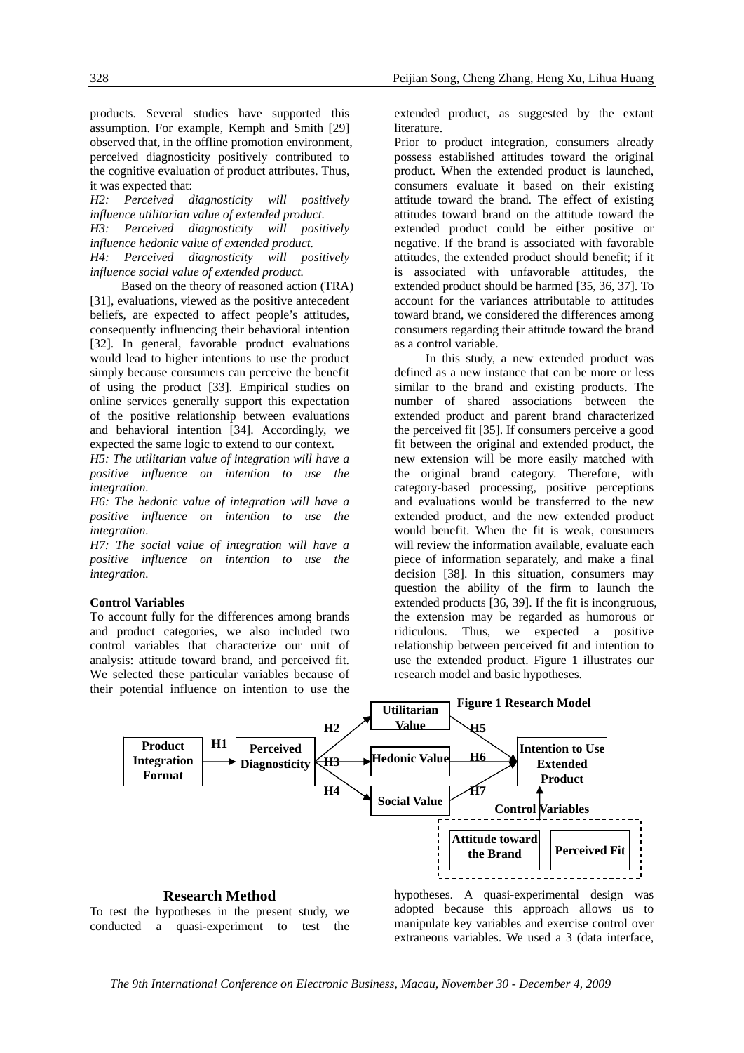products. Several studies have supported this assumption. For example, Kemph and Smith [29] observed that, in the offline promotion environment, perceived diagnosticity positively contributed to the cognitive evaluation of product attributes. Thus, it was expected that:

*H2: Perceived diagnosticity will positively influence utilitarian value of extended product.*

*H3: Perceived diagnosticity will positively influence hedonic value of extended product.*

*H4: Perceived diagnosticity will positively influence social value of extended product.*

Based on the theory of reasoned action (TRA) [31], evaluations, viewed as the positive antecedent beliefs, are expected to affect people's attitudes, consequently influencing their behavioral intention [32]. In general, favorable product evaluations would lead to higher intentions to use the product simply because consumers can perceive the benefit of using the product [33]. Empirical studies on online services generally support this expectation of the positive relationship between evaluations and behavioral intention [34]. Accordingly, we expected the same logic to extend to our context.

*H5: The utilitarian value of integration will have a positive influence on intention to use the integration.*

*H6: The hedonic value of integration will have a positive influence on intention to use the integration.*

*H7: The social value of integration will have a positive influence on intention to use the integration.*

**Control Variables**

To account fully for the differences among brands and product categories, we also included two control variables that characterize our unit of analysis: attitude toward brand, and perceived fit. We selected these particular variables because of their potential influence on intention to use the extended product, as suggested by the extant literature.

Prior to product integration, consumers already possess established attitudes toward the original product. When the extended product is launched, consumers evaluate it based on their existing attitude toward the brand. The effect of existing attitudes toward brand on the attitude toward the extended product could be either positive or negative. If the brand is associated with favorable attitudes, the extended product should benefit; if it is associated with unfavorable attitudes, the extended product should be harmed [35, 36, 37]. To account for the variances attributable to attitudes toward brand, we considered the differences among consumers regarding their attitude toward the brand as a control variable.

In this study, a new extended product was defined as a new instance that can be more or less similar to the brand and existing products. The number of shared associations between the extended product and parent brand characterized the perceived fit [35]. If consumers perceive a good fit between the original and extended product, the new extension will be more easily matched with the original brand category. Therefore, with category-based processing, positive perceptions and evaluations would be transferred to the new extended product, and the new extended product would benefit. When the fit is weak, consumers will review the information available, evaluate each piece of information separately, and make a final decision [38]. In this situation, consumers may question the ability of the firm to launch the extended products [36, 39]. If the fit is incongruous, the extension may be regarded as humorous or ridiculous. Thus, we expected a positive relationship between perceived fit and intention to use the extended product. Figure 1 illustrates our research model and basic hypotheses.

**Figure 1 Research Model**

```
                                          H2      Utilitarian Value   H5
Product Integration Format --H1--> Perceived Diagnosticity --H3--> Hedonic Value --H6--> Intention to Use Extended Product
                                          H4      Social Value        H7                        ^
                                                                                         Control Variables
                                                                              [Attitude toward the Brand] [Perceived Fit]
```

## Research Method

To test the hypotheses in the present study, we conducted a quasi-experiment to test the hypotheses. A quasi-experimental design was adopted because this approach allows us to manipulate key variables and exercise control over extraneous variables. We used a 3 (data interface,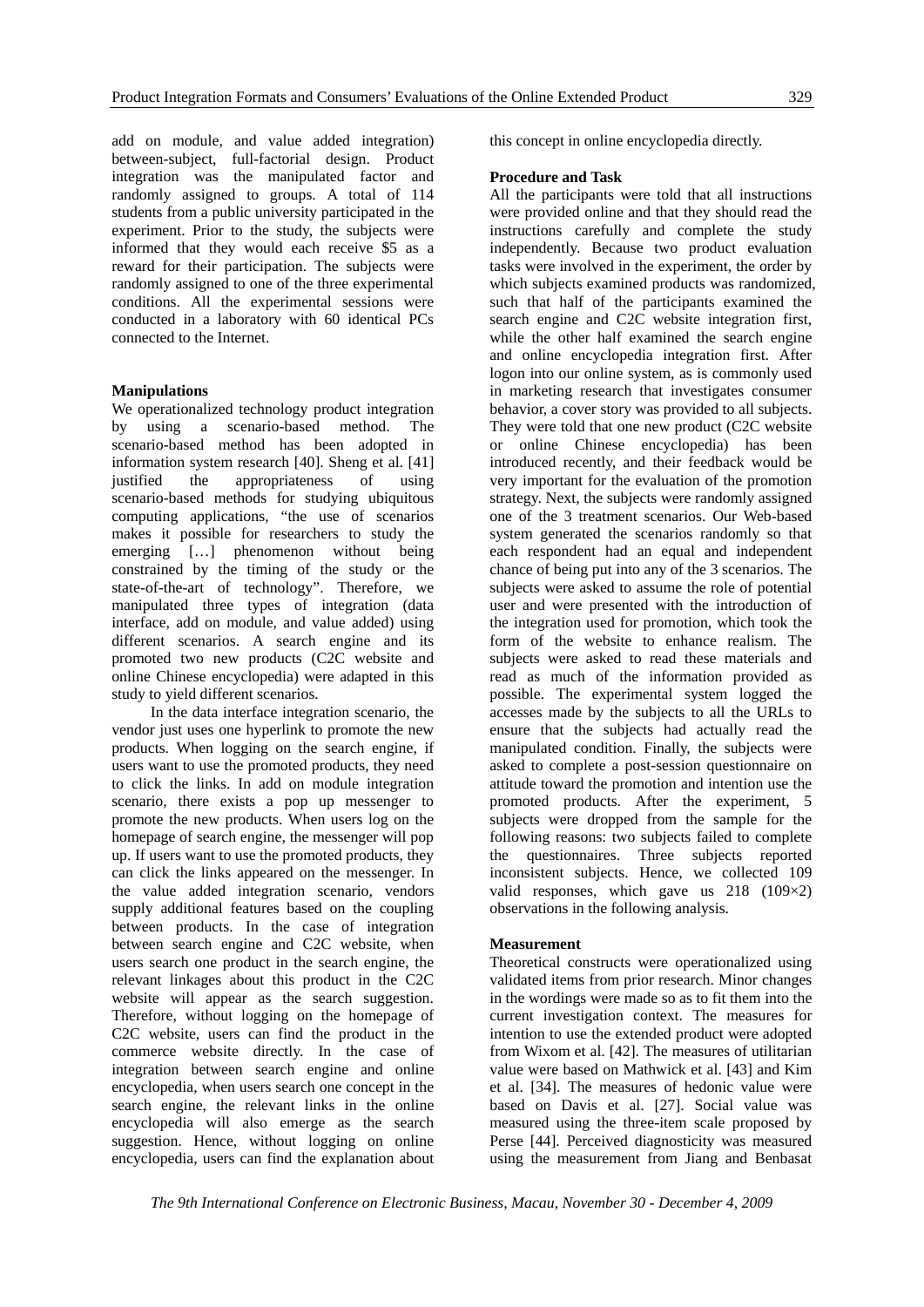add on module, and value added integration) between-subject, full-factorial design. Product integration was the manipulated factor and randomly assigned to groups. A total of 114 students from a public university participated in the experiment. Prior to the study, the subjects were informed that they would each receive $5 as a reward for their participation. The subjects were randomly assigned to one of the three experimental conditions. All the experimental sessions were conducted in a laboratory with 60 identical PCs connected to the Internet.

**Manipulations**

We operationalized technology product integration by using a scenario-based method. The scenario-based method has been adopted in information system research [40]. Sheng et al. [41] justified the appropriateness of using scenario-based methods for studying ubiquitous computing applications, "the use of scenarios makes it possible for researchers to study the emerging […] phenomenon without being constrained by the timing of the study or the state-of-the-art of technology". Therefore, we manipulated three types of integration (data interface, add on module, and value added) using different scenarios. A search engine and its promoted two new products (C2C website and online Chinese encyclopedia) were adapted in this study to yield different scenarios.

In the data interface integration scenario, the vendor just uses one hyperlink to promote the new products. When logging on the search engine, if users want to use the promoted products, they need to click the links. In add on module integration scenario, there exists a pop up messenger to promote the new products. When users log on the homepage of search engine, the messenger will pop up. If users want to use the promoted products, they can click the links appeared on the messenger. In the value added integration scenario, vendors supply additional features based on the coupling between products. In the case of integration between search engine and C2C website, when users search one product in the search engine, the relevant linkages about this product in the C2C website will appear as the search suggestion. Therefore, without logging on the homepage of C2C website, users can find the product in the commerce website directly. In the case of integration between search engine and online encyclopedia, when users search one concept in the search engine, the relevant links in the online encyclopedia will also emerge as the search suggestion. Hence, without logging on online encyclopedia, users can find the explanation about this concept in online encyclopedia directly.

**Procedure and Task**

All the participants were told that all instructions were provided online and that they should read the instructions carefully and complete the study independently. Because two product evaluation tasks were involved in the experiment, the order by which subjects examined products was randomized, such that half of the participants examined the search engine and C2C website integration first, while the other half examined the search engine and online encyclopedia integration first. After logon into our online system, as is commonly used in marketing research that investigates consumer behavior, a cover story was provided to all subjects. They were told that one new product (C2C website or online Chinese encyclopedia) has been introduced recently, and their feedback would be very important for the evaluation of the promotion strategy. Next, the subjects were randomly assigned one of the 3 treatment scenarios. Our Web-based system generated the scenarios randomly so that each respondent had an equal and independent chance of being put into any of the 3 scenarios. The subjects were asked to assume the role of potential user and were presented with the introduction of the integration used for promotion, which took the form of the website to enhance realism. The subjects were asked to read these materials and read as much of the information provided as possible. The experimental system logged the accesses made by the subjects to all the URLs to ensure that the subjects had actually read the manipulated condition. Finally, the subjects were asked to complete a post-session questionnaire on attitude toward the promotion and intention use the promoted products. After the experiment, 5 subjects were dropped from the sample for the following reasons: two subjects failed to complete the questionnaires. Three subjects reported inconsistent subjects. Hence, we collected 109 valid responses, which gave us 218 (109×2) observations in the following analysis.

**Measurement**

Theoretical constructs were operationalized using validated items from prior research. Minor changes in the wordings were made so as to fit them into the current investigation context. The measures for intention to use the extended product were adopted from Wixom et al. [42]. The measures of utilitarian value were based on Mathwick et al. [43] and Kim et al. [34]. The measures of hedonic value were based on Davis et al. [27]. Social value was measured using the three-item scale proposed by Perse [44]. Perceived diagnosticity was measured using the measurement from Jiang and Benbasat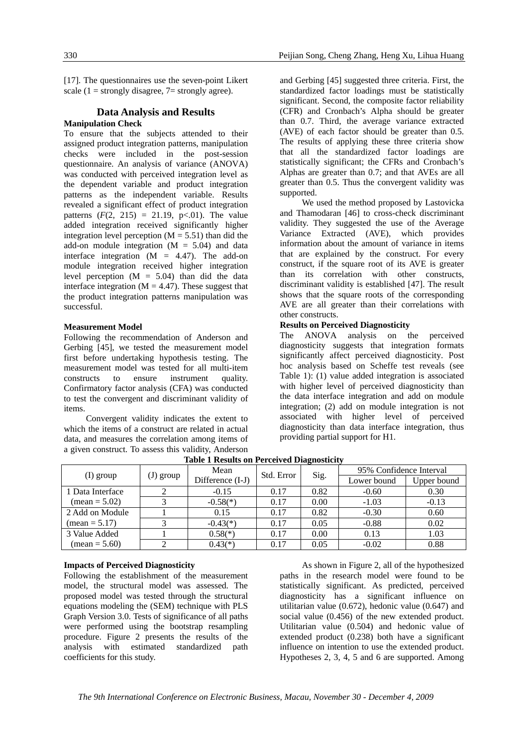[17]. The questionnaires use the seven-point Likert scale (1 = strongly disagree, 7= strongly agree).

## Data Analysis and Results

### Manipulation Check

To ensure that the subjects attended to their assigned product integration patterns, manipulation checks were included in the post-session questionnaire. An analysis of variance (ANOVA) was conducted with perceived integration level as the dependent variable and product integration patterns as the independent variable. Results revealed a significant effect of product integration patterns ($F(2, 215) = 21.19$, $p<.01$). The value added integration received significantly higher integration level perception ($M = 5.51$) than did the add-on module integration ($M = 5.04$) and data interface integration ($M = 4.47$). The add-on module integration received higher integration level perception ($M = 5.04$) than did the data interface integration ($M = 4.47$). These suggest that the product integration patterns manipulation was successful.

### Measurement Model

Following the recommendation of Anderson and Gerbing [45], we tested the measurement model first before undertaking hypothesis testing. The measurement model was tested for all multi-item constructs to ensure instrument quality. Confirmatory factor analysis (CFA) was conducted to test the convergent and discriminant validity of items.

Convergent validity indicates the extent to which the items of a construct are related in actual data, and measures the correlation among items of a given construct. To assess this validity, Anderson and Gerbing [45] suggested three criteria. First, the standardized factor loadings must be statistically significant. Second, the composite factor reliability (CFR) and Cronbach's Alpha should be greater than 0.7. Third, the average variance extracted (AVE) of each factor should be greater than 0.5. The results of applying these three criteria show that all the standardized factor loadings are statistically significant; the CFRs and Cronbach's Alphas are greater than 0.7; and that AVEs are all greater than 0.5. Thus the convergent validity was supported.

We used the method proposed by Lastovicka and Thamodaran [46] to cross-check discriminant validity. They suggested the use of the Average Variance Extracted (AVE), which provides information about the amount of variance in items that are explained by the construct. For every construct, if the square root of its AVE is greater than its correlation with other constructs, discriminant validity is established [47]. The result shows that the square roots of the corresponding AVE are all greater than their correlations with other constructs.

### Results on Perceived Diagnosticity

The ANOVA analysis on the perceived diagnosticity suggests that integration formats significantly affect perceived diagnosticity. Post hoc analysis based on Scheffe test reveals (see Table 1): (1) value added integration is associated with higher level of perceived diagnosticity than the data interface integration and add on module integration; (2) add on module integration is not associated with higher level of perceived diagnosticity than data interface integration, thus providing partial support for H1.

**Table 1 Results on Perceived Diagnosticity**

| (I) group | (J) group | Mean Difference (I-J) | Std. Error | Sig. | 95% Confidence Interval | |
|---|---|---|---|---|---|---|
| | | | | | Lower bound | Upper bound |
| 1 Data Interface | 2 | -0.15 | 0.17 | 0.82 | -0.60 | 0.30 |
| (mean = 5.02) | 3 | -0.58(*) | 0.17 | 0.00 | -1.03 | -0.13 |
| 2 Add on Module | 1 | 0.15 | 0.17 | 0.82 | -0.30 | 0.60 |
| (mean = 5.17) | 3 | -0.43(*) | 0.17 | 0.05 | -0.88 | 0.02 |
| 3 Value Added | 1 | 0.58(*) | 0.17 | 0.00 | 0.13 | 1.03 |
| (mean = 5.60) | 2 | 0.43(*) | 0.17 | 0.05 | -0.02 | 0.88 |

### Impacts of Perceived Diagnosticity

Following the establishment of the measurement model, the structural model was assessed. The proposed model was tested through the structural equations modeling the (SEM) technique with PLS Graph Version 3.0. Tests of significance of all paths were performed using the bootstrap resampling procedure. Figure 2 presents the results of the analysis with estimated standardized path coefficients for this study.

As shown in Figure 2, all of the hypothesized paths in the research model were found to be statistically significant. As predicted, perceived diagnosticity has a significant influence on utilitarian value (0.672), hedonic value (0.647) and social value (0.456) of the new extended product. Utilitarian value (0.504) and hedonic value of extended product (0.238) both have a significant influence on intention to use the extended product. Hypotheses 2, 3, 4, 5 and 6 are supported. Among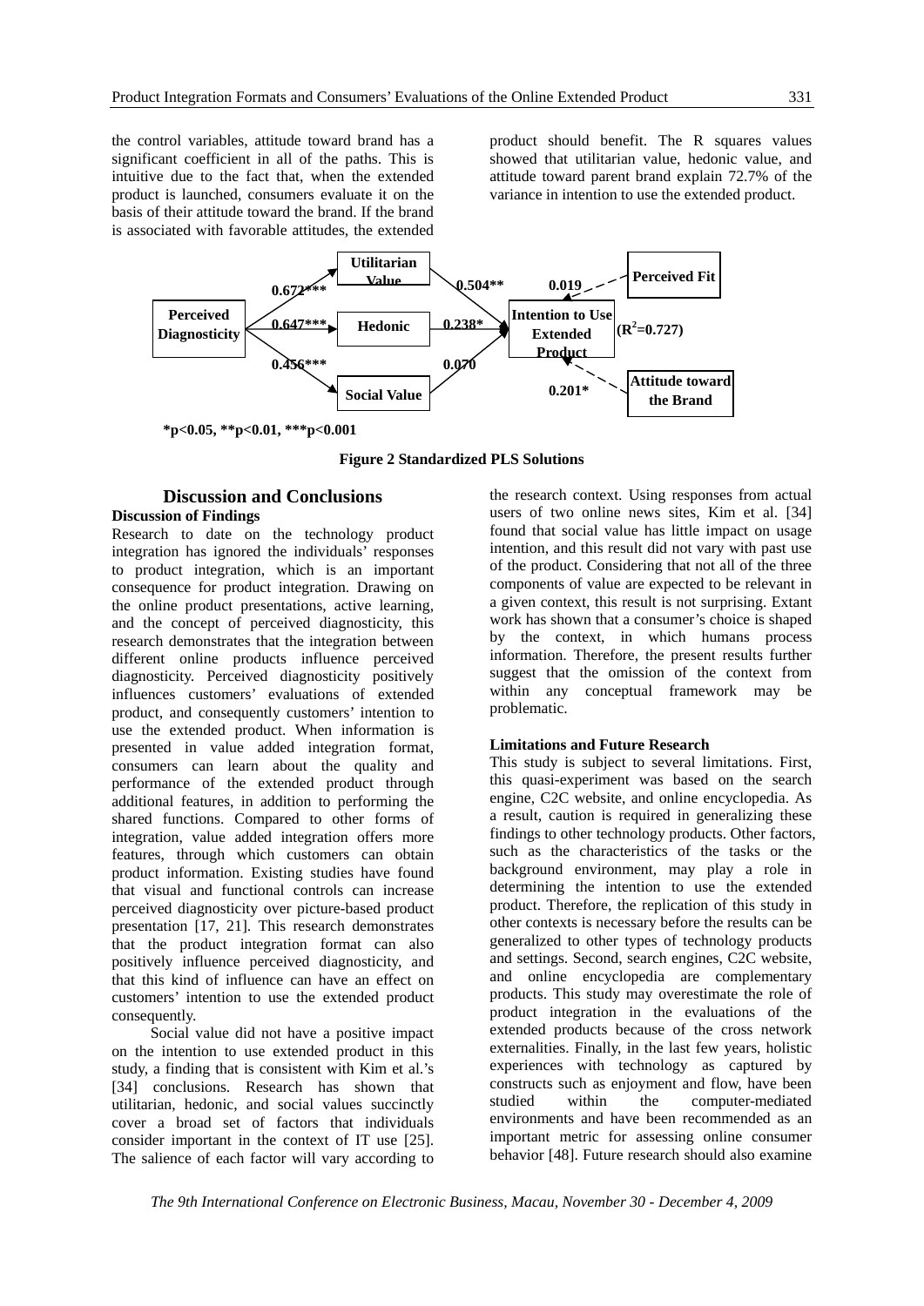the control variables, attitude toward brand has a significant coefficient in all of the paths. This is intuitive due to the fact that, when the extended product is launched, consumers evaluate it on the basis of their attitude toward the brand. If the brand is associated with favorable attitudes, the extended product should benefit. The R squares values showed that utilitarian value, hedonic value, and attitude toward parent brand explain 72.7% of the variance in intention to use the extended product.

*p<0.05, **p<0.01, ***p<0.001

**Figure 2 Standardized PLS Solutions**

## Discussion and Conclusions

### Discussion of Findings

Research to date on the technology product integration has ignored the individuals' responses to product integration, which is an important consequence for product integration. Drawing on the online product presentations, active learning, and the concept of perceived diagnosticity, this research demonstrates that the integration between different online products influence perceived diagnosticity. Perceived diagnosticity positively influences customers' evaluations of extended product, and consequently customers' intention to use the extended product. When information is presented in value added integration format, consumers can learn about the quality and performance of the extended product through additional features, in addition to performing the shared functions. Compared to other forms of integration, value added integration offers more features, through which customers can obtain product information. Existing studies have found that visual and functional controls can increase perceived diagnosticity over picture-based product presentation [17, 21]. This research demonstrates that the product integration format can also positively influence perceived diagnosticity, and that this kind of influence can have an effect on customers' intention to use the extended product consequently.

Social value did not have a positive impact on the intention to use extended product in this study, a finding that is consistent with Kim et al.'s [34] conclusions. Research has shown that utilitarian, hedonic, and social values succinctly cover a broad set of factors that individuals consider important in the context of IT use [25]. The salience of each factor will vary according to the research context. Using responses from actual users of two online news sites, Kim et al. [34] found that social value has little impact on usage intention, and this result did not vary with past use of the product. Considering that not all of the three components of value are expected to be relevant in a given context, this result is not surprising. Extant work has shown that a consumer's choice is shaped by the context, in which humans process information. Therefore, the present results further suggest that the omission of the context from within any conceptual framework may be problematic.

### Limitations and Future Research

This study is subject to several limitations. First, this quasi-experiment was based on the search engine, C2C website, and online encyclopedia. As a result, caution is required in generalizing these findings to other technology products. Other factors, such as the characteristics of the tasks or the background environment, may play a role in determining the intention to use the extended product. Therefore, the replication of this study in other contexts is necessary before the results can be generalized to other types of technology products and settings. Second, search engines, C2C website, and online encyclopedia are complementary products. This study may overestimate the role of product integration in the evaluations of the extended products because of the cross network externalities. Finally, in the last few years, holistic experiences with technology as captured by constructs such as enjoyment and flow, have been studied within the computer-mediated environments and have been recommended as an important metric for assessing online consumer behavior [48]. Future research should also examine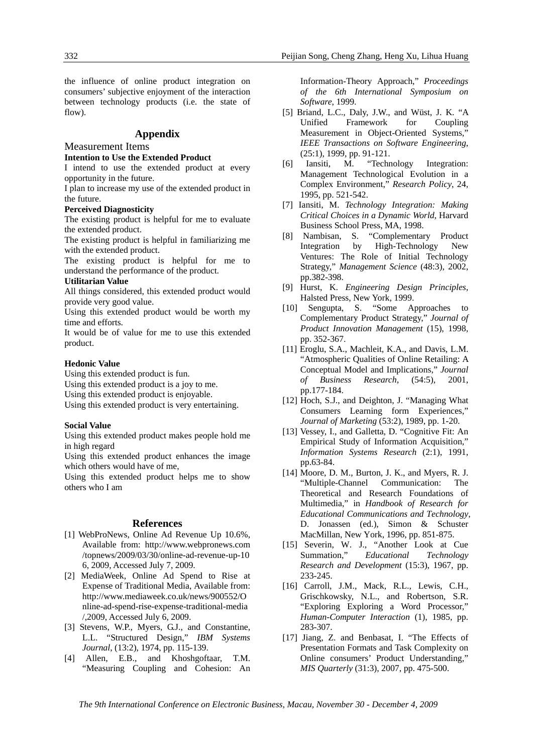the influence of online product integration on consumers' subjective enjoyment of the interaction between technology products (i.e. the state of flow).

## Appendix

### Measurement Items

**Intention to Use the Extended Product**

I intend to use the extended product at every opportunity in the future.

I plan to increase my use of the extended product in the future.

**Perceived Diagnosticity**

The existing product is helpful for me to evaluate the extended product.

The existing product is helpful in familiarizing me with the extended product.

The existing product is helpful for me to understand the performance of the product.

**Utilitarian Value**

All things considered, this extended product would provide very good value.

Using this extended product would be worth my time and efforts.

It would be of value for me to use this extended product.

**Hedonic Value**

Using this extended product is fun.

Using this extended product is a joy to me.

Using this extended product is enjoyable.

Using this extended product is very entertaining.

**Social Value**

Using this extended product makes people hold me in high regard

Using this extended product enhances the image which others would have of me,

Using this extended product helps me to show others who I am

## References

[1] WebProNews, Online Ad Revenue Up 10.6%, Available from: http://www.webpronews.com/topnews/2009/03/30/online-ad-revenue-up-106, 2009, Accessed July 7, 2009.

[2] MediaWeek, Online Ad Spend to Rise at Expense of Traditional Media, Available from: http://www.mediaweek.co.uk/news/900552/Online-ad-spend-rise-expense-traditional-media/,2009, Accessed July 6, 2009.

[3] Stevens, W.P., Myers, G.J., and Constantine, L.L. "Structured Design," *IBM Systems Journal*, (13:2), 1974, pp. 115-139.

[4] Allen, E.B., and Khoshgoftaar, T.M. "Measuring Coupling and Cohesion: An Information-Theory Approach," *Proceedings of the 6th International Symposium on Software*, 1999.

[5] Briand, L.C., Daly, J.W., and Wüst, J. K. "A Unified Framework for Coupling Measurement in Object-Oriented Systems," *IEEE Transactions on Software Engineering*, (25:1), 1999, pp. 91-121.

[6] Iansiti, M. "Technology Integration: Management Technological Evolution in a Complex Environment," *Research Policy*, 24, 1995, pp. 521-542.

[7] Iansiti, M. *Technology Integration: Making Critical Choices in a Dynamic World*, Harvard Business School Press, MA, 1998.

[8] Nambisan, S. "Complementary Product Integration by High-Technology New Ventures: The Role of Initial Technology Strategy," *Management Science* (48:3), 2002, pp.382-398.

[9] Hurst, K. *Engineering Design Principles*, Halsted Press, New York, 1999.

[10] Sengupta, S. "Some Approaches to Complementary Product Strategy," *Journal of Product Innovation Management* (15), 1998, pp. 352-367.

[11] Eroglu, S.A., Machleit, K.A., and Davis, L.M. "Atmospheric Qualities of Online Retailing: A Conceptual Model and Implications," *Journal of Business Research*, (54:5), 2001, pp.177-184.

[12] Hoch, S.J., and Deighton, J. "Managing What Consumers Learning form Experiences," *Journal of Marketing* (53:2), 1989, pp. 1-20.

[13] Vessey, I., and Galletta, D. "Cognitive Fit: An Empirical Study of Information Acquisition," *Information Systems Research* (2:1), 1991, pp.63-84.

[14] Moore, D. M., Burton, J. K., and Myers, R. J. "Multiple-Channel Communication: The Theoretical and Research Foundations of Multimedia," in *Handbook of Research for Educational Communications and Technology*, D. Jonassen (ed.), Simon & Schuster MacMillan, New York, 1996, pp. 851-875.

[15] Severin, W. J., "Another Look at Cue Summation," *Educational Technology Research and Development* (15:3), 1967, pp. 233-245.

[16] Carroll, J.M., Mack, R.L., Lewis, C.H., Grischkowsky, N.L., and Robertson, S.R. "Exploring Exploring a Word Processor," *Human-Computer Interaction* (1), 1985, pp. 283-307.

[17] Jiang, Z. and Benbasat, I. "The Effects of Presentation Formats and Task Complexity on Online consumers' Product Understanding," *MIS Quarterly* (31:3), 2007, pp. 475-500.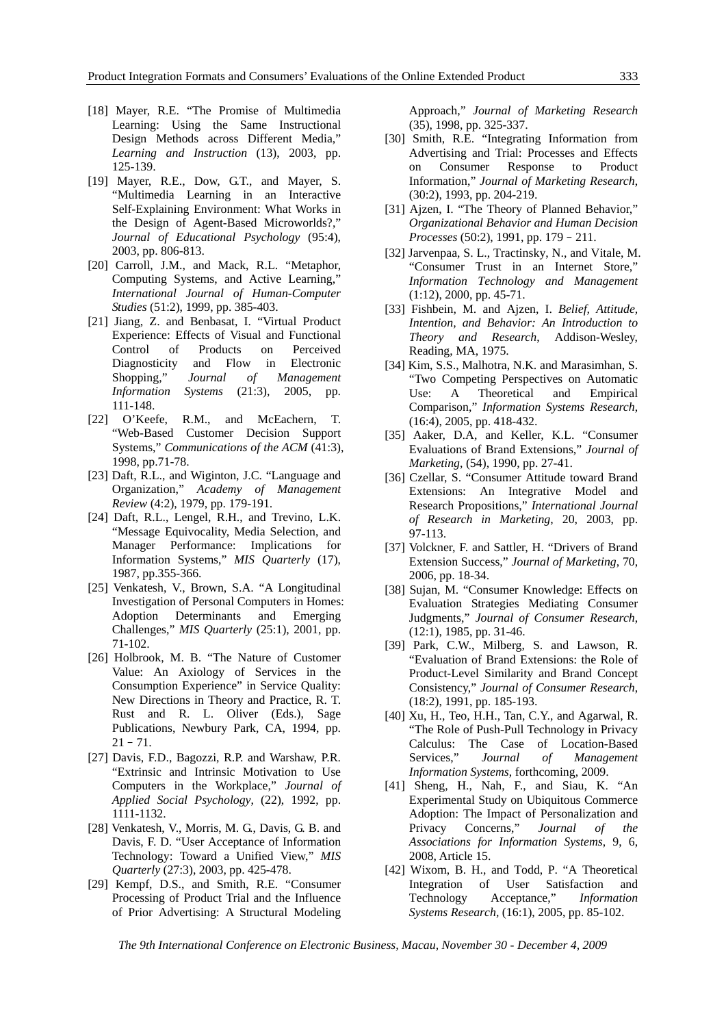[18] Mayer, R.E. "The Promise of Multimedia Learning: Using the Same Instructional Design Methods across Different Media," *Learning and Instruction* (13), 2003, pp. 125-139.

[19] Mayer, R.E., Dow, G.T., and Mayer, S. "Multimedia Learning in an Interactive Self-Explaining Environment: What Works in the Design of Agent-Based Microworlds?," *Journal of Educational Psychology* (95:4), 2003, pp. 806-813.

[20] Carroll, J.M., and Mack, R.L. "Metaphor, Computing Systems, and Active Learning," *International Journal of Human-Computer Studies* (51:2), 1999, pp. 385-403.

[21] Jiang, Z. and Benbasat, I. "Virtual Product Experience: Effects of Visual and Functional Control of Products on Perceived Diagnosticity and Flow in Electronic Shopping," *Journal of Management Information Systems* (21:3), 2005, pp. 111-148.

[22] O'Keefe, R.M., and McEachern, T. "Web-Based Customer Decision Support Systems," *Communications of the ACM* (41:3), 1998, pp.71-78.

[23] Daft, R.L., and Wiginton, J.C. "Language and Organization," *Academy of Management Review* (4:2), 1979, pp. 179-191.

[24] Daft, R.L., Lengel, R.H., and Trevino, L.K. "Message Equivocality, Media Selection, and Manager Performance: Implications for Information Systems," *MIS Quarterly* (17), 1987, pp.355-366.

[25] Venkatesh, V., Brown, S.A. "A Longitudinal Investigation of Personal Computers in Homes: Adoption Determinants and Emerging Challenges," *MIS Quarterly* (25:1), 2001, pp. 71-102.

[26] Holbrook, M. B. "The Nature of Customer Value: An Axiology of Services in the Consumption Experience" in Service Quality: New Directions in Theory and Practice, R. T. Rust and R. L. Oliver (Eds.), Sage Publications, Newbury Park, CA, 1994, pp. 21–71.

[27] Davis, F.D., Bagozzi, R.P. and Warshaw, P.R. "Extrinsic and Intrinsic Motivation to Use Computers in the Workplace," *Journal of Applied Social Psychology*, (22), 1992, pp. 1111-1132.

[28] Venkatesh, V., Morris, M. G., Davis, G. B. and Davis, F. D. "User Acceptance of Information Technology: Toward a Unified View," *MIS Quarterly* (27:3), 2003, pp. 425-478.

[29] Kempf, D.S., and Smith, R.E. "Consumer Processing of Product Trial and the Influence of Prior Advertising: A Structural Modeling Approach," *Journal of Marketing Research* (35), 1998, pp. 325-337.

[30] Smith, R.E. "Integrating Information from Advertising and Trial: Processes and Effects on Consumer Response to Product Information," *Journal of Marketing Research*, (30:2), 1993, pp. 204-219.

[31] Ajzen, I. "The Theory of Planned Behavior," *Organizational Behavior and Human Decision Processes* (50:2), 1991, pp. 179–211.

[32] Jarvenpaa, S. L., Tractinsky, N., and Vitale, M. "Consumer Trust in an Internet Store," *Information Technology and Management* (1:12), 2000, pp. 45-71.

[33] Fishbein, M. and Ajzen, I. *Belief, Attitude, Intention, and Behavior: An Introduction to Theory and Research*, Addison-Wesley, Reading, MA, 1975.

[34] Kim, S.S., Malhotra, N.K. and Marasimhan, S. "Two Competing Perspectives on Automatic Use: A Theoretical and Empirical Comparison," *Information Systems Research*, (16:4), 2005, pp. 418-432.

[35] Aaker, D.A, and Keller, K.L. "Consumer Evaluations of Brand Extensions," *Journal of Marketing*, (54), 1990, pp. 27-41.

[36] Czellar, S. "Consumer Attitude toward Brand Extensions: An Integrative Model and Research Propositions," *International Journal of Research in Marketing*, 20, 2003, pp. 97-113.

[37] Volckner, F. and Sattler, H. "Drivers of Brand Extension Success," *Journal of Marketing*, 70, 2006, pp. 18-34.

[38] Sujan, M. "Consumer Knowledge: Effects on Evaluation Strategies Mediating Consumer Judgments," *Journal of Consumer Research*, (12:1), 1985, pp. 31-46.

[39] Park, C.W., Milberg, S. and Lawson, R. "Evaluation of Brand Extensions: the Role of Product-Level Similarity and Brand Concept Consistency," *Journal of Consumer Research*, (18:2), 1991, pp. 185-193.

[40] Xu, H., Teo, H.H., Tan, C.Y., and Agarwal, R. "The Role of Push-Pull Technology in Privacy Calculus: The Case of Location-Based Services," *Journal of Management Information Systems*, forthcoming, 2009.

[41] Sheng, H., Nah, F., and Siau, K. "An Experimental Study on Ubiquitous Commerce Adoption: The Impact of Personalization and Privacy Concerns," *Journal of the Associations for Information Systems*, 9, 6, 2008, Article 15.

[42] Wixom, B. H., and Todd, P. "A Theoretical Integration of User Satisfaction and Technology Acceptance," *Information Systems Research*, (16:1), 2005, pp. 85-102.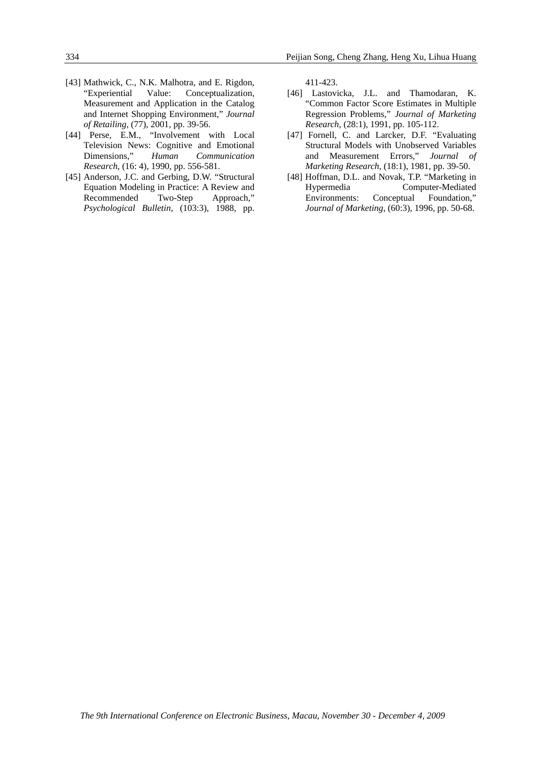[43] Mathwick, C., N.K. Malhotra, and E. Rigdon, "Experiential Value: Conceptualization, Measurement and Application in the Catalog and Internet Shopping Environment," *Journal of Retailing*, (77), 2001, pp. 39-56.

[44] Perse, E.M., "Involvement with Local Television News: Cognitive and Emotional Dimensions," *Human Communication Research*, (16: 4), 1990, pp. 556-581.

[45] Anderson, J.C. and Gerbing, D.W. "Structural Equation Modeling in Practice: A Review and Recommended Two-Step Approach," *Psychological Bulletin*, (103:3), 1988, pp. 411-423.

[46] Lastovicka, J.L. and Thamodaran, K. "Common Factor Score Estimates in Multiple Regression Problems," *Journal of Marketing Research*, (28:1), 1991, pp. 105-112.

[47] Fornell, C. and Larcker, D.F. "Evaluating Structural Models with Unobserved Variables and Measurement Errors," *Journal of Marketing Research*, (18:1), 1981, pp. 39-50.

[48] Hoffman, D.L. and Novak, T.P. "Marketing in Hypermedia Computer-Mediated Environments: Conceptual Foundation," *Journal of Marketing*, (60:3), 1996, pp. 50-68.